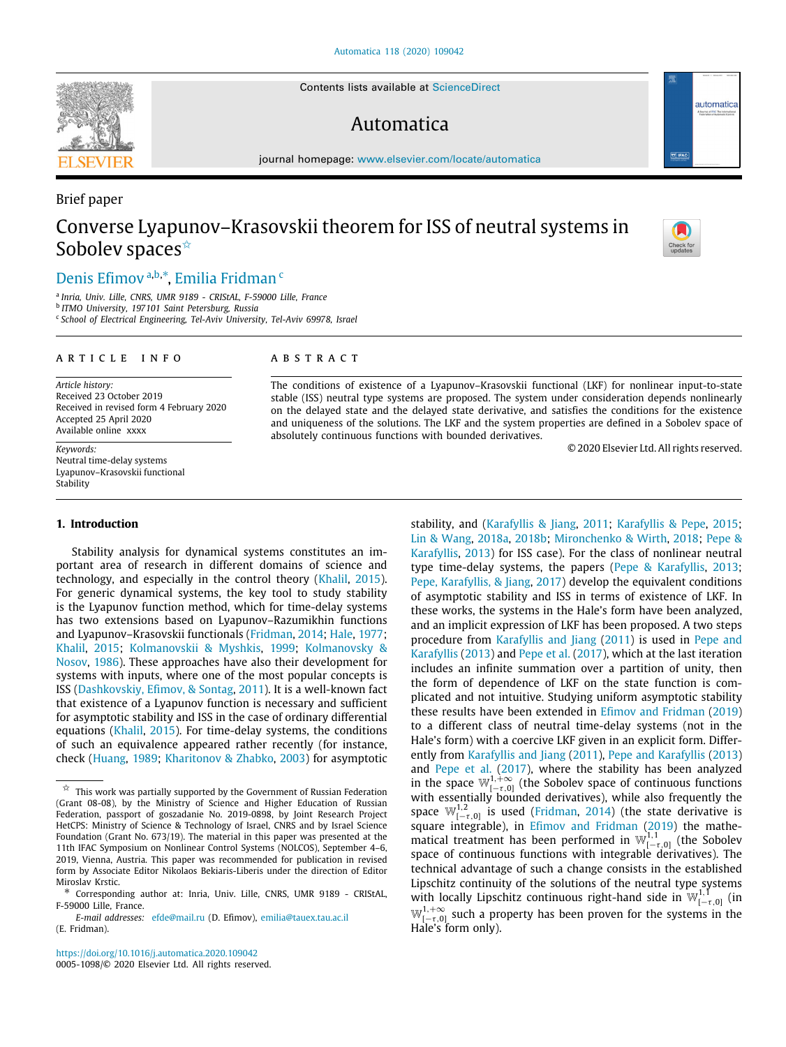Brief paper

# Converse Lyapunov–Krasovskii theorem for ISS of neutral systems in Sobolev spaces[☆]

Denis Efimov[a,b,*], Emilia Fridman[c]

[a] Inria, Univ. Lille, CNRS, UMR 9189 - CRIStAL, F-59000 Lille, France
[b] ITMO University, 197101 Saint Petersburg, Russia
[c] School of Electrical Engineering, Tel-Aviv University, Tel-Aviv 69978, Israel

**ARTICLE INFO**

*Article history:*
Received 23 October 2019
Received in revised form 4 February 2020
Accepted 25 April 2020
Available online xxxx

*Keywords:*
Neutral time-delay systems
Lyapunov–Krasovskii functional
Stability

**ABSTRACT**

The conditions of existence of a Lyapunov–Krasovskii functional (LKF) for nonlinear input-to-state stable (ISS) neutral type systems are proposed. The system under consideration depends nonlinearly on the delayed state and the delayed state derivative, and satisfies the conditions for the existence and uniqueness of the solutions. The LKF and the system properties are defined in a Sobolev space of absolutely continuous functions with bounded derivatives.

© 2020 Elsevier Ltd. All rights reserved.

## 1. Introduction

Stability analysis for dynamical systems constitutes an important area of research in different domains of science and technology, and especially in the control theory (Khalil, 2015). For generic dynamical systems, the key tool to study stability is the Lyapunov function method, which for time-delay systems has two extensions based on Lyapunov–Razumikhin functions and Lyapunov–Krasovskii functionals (Fridman, 2014; Hale, 1977; Khalil, 2015; Kolmanovskii & Myshkis, 1999; Kolmanovsky & Nosov, 1986). These approaches have also their development for systems with inputs, where one of the most popular concepts is ISS (Dashkovskiy, Efimov, & Sontag, 2011). It is a well-known fact that existence of a Lyapunov function is necessary and sufficient for asymptotic stability and ISS in the case of ordinary differential equations (Khalil, 2015). For time-delay systems, the conditions of such an equivalence appeared rather recently (for instance, check (Huang, 1989; Kharitonov & Zhabko, 2003) for asymptotic stability, and (Karafyllis & Jiang, 2011; Karafyllis & Pepe, 2015; Lin & Wang, 2018a, 2018b; Mironchenko & Wirth, 2018; Pepe & Karafyllis, 2013) for ISS case). For the class of nonlinear neutral type time-delay systems, the papers (Pepe & Karafyllis, 2013; Pepe, Karafyllis, & Jiang, 2017) develop the equivalent conditions of asymptotic stability and ISS in terms of existence of LKF. In these works, the systems in the Hale's form have been analyzed, and an implicit expression of LKF has been proposed. A two steps procedure from Karafyllis and Jiang (2011) is used in Pepe and Karafyllis (2013) and Pepe et al. (2017), which at the last iteration includes an infinite summation over a partition of unity, then the form of dependence of LKF on the state function is complicated and not intuitive. Studying uniform asymptotic stability these results have been extended in Efimov and Fridman (2019) to a different class of neutral time-delay systems (not in the Hale's form) with a coercive LKF given in an explicit form. Differently from Karafyllis and Jiang (2011), Pepe and Karafyllis (2013) and Pepe et al. (2017), where the stability has been analyzed in the space $\mathbb{W}^{1,+\infty}_{[-\tau,0]}$ (the Sobolev space of continuous functions with essentially bounded derivatives), while also frequently the space $\mathbb{W}^{1,2}_{[-\tau,0]}$ is used (Fridman, 2014) (the state derivative is square integrable), in Efimov and Fridman (2019) the mathematical treatment has been performed in $\mathbb{W}^{1,1}_{[-\tau,0]}$ (the Sobolev space of continuous functions with integrable derivatives). The technical advantage of such a change consists in the established Lipschitz continuity of the solutions of the neutral type systems with locally Lipschitz continuous right-hand side in $\mathbb{W}^{1,1}_{[-\tau,0]}$ (in $\mathbb{W}^{1,+\infty}_{[-\tau,0]}$ such a property has been proven for the systems in the Hale's form only).

[☆] This work was partially supported by the Government of Russian Federation (Grant 08-08), by the Ministry of Science and Higher Education of Russian Federation, passport of goszadanie No. 2019-0898, by Joint Research Project HetCPS: Ministry of Science & Technology of Israel, CNRS and by Israel Science Foundation (Grant No. 673/19). The material in this paper was presented at the 11th IFAC Symposium on Nonlinear Control Systems (NOLCOS), September 4–6, 2019, Vienna, Austria. This paper was recommended for publication in revised form by Associate Editor Nikolaos Bekiaris-Liberis under the direction of Editor Miroslav Krstic.

[*] Corresponding author at: Inria, Univ. Lille, CNRS, UMR 9189 - CRIStAL, F-59000 Lille, France.

*E-mail addresses:* efde@mail.ru (D. Efimov), emilia@tauex.tau.ac.il (E. Fridman).

https://doi.org/10.1016/j.automatica.2020.109042
0005-1098/© 2020 Elsevier Ltd. All rights reserved.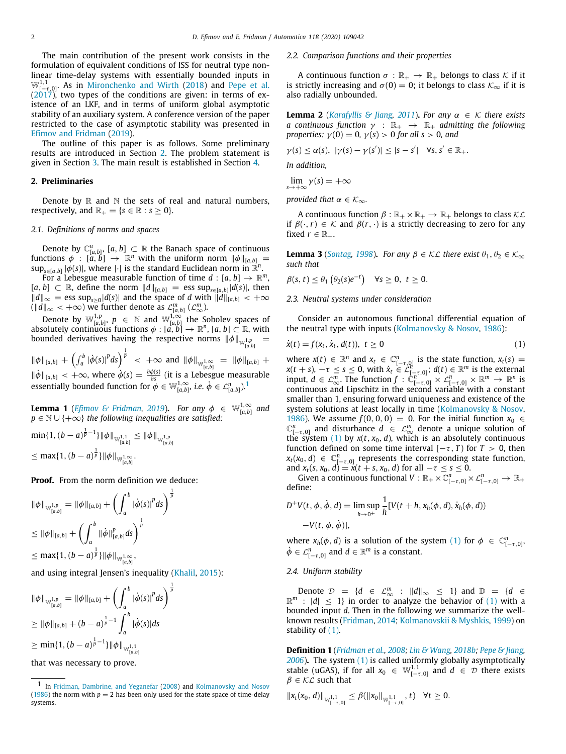The main contribution of the present work consists in the formulation of equivalent conditions of ISS for neutral type nonlinear time-delay systems with essentially bounded inputs in $\mathbb{W}^{1,1}_{[-\tau,0]}$. As in Mironchenko and Wirth (2018) and Pepe et al. (2017), two types of the conditions are given: in terms of existence of an LKF, and in terms of uniform global asymptotic stability of an auxiliary system. A conference version of the paper restricted to the case of asymptotic stability was presented in Efimov and Fridman (2019).

The outline of this paper is as follows. Some preliminary results are introduced in Section 2. The problem statement is given in Section 3. The main result is established in Section 4.

## 2. Preliminaries

Denote by $\mathbb{R}$ and $\mathbb{N}$ the sets of real and natural numbers, respectively, and $\mathbb{R}_+ = \{s \in \mathbb{R} : s \geq 0\}$.

### 2.1. Definitions of norms and spaces

Denote by $\mathbb{C}^n_{[a,b]}$, $[a, b] \subset \mathbb{R}$ the Banach space of continuous functions $\phi : [a, b] \to \mathbb{R}^n$ with the uniform norm $\|\phi\|_{[a,b]} = \sup_{s\in[a,b]} |\phi(s)|$, where $|\cdot|$ is the standard Euclidean norm in $\mathbb{R}^n$.

For a Lebesgue measurable function of time $d : [a, b] \to \mathbb{R}^m$, $[a, b] \subset \mathbb{R}$, define the norm $\|d\|_{[a,b]} = \text{ess}\sup_{s\in[a,b]}|d(s)|$, then $\|d\|_\infty = \text{ess}\sup_{s\geq 0}|d(s)|$ and the space of $d$ with $\|d\|_{[a,b]} < +\infty$ ($\|d\|_\infty < +\infty$) we further denote as $\mathcal{L}^m_{[a,b]}$ ($\mathcal{L}^m_\infty$).

Denote by $\mathbb{W}^{1,p}_{[a,b]}$, $p \in \mathbb{N}$ and $\mathbb{W}^{1,\infty}_{[a,b]}$ the Sobolev spaces of absolutely continuous functions $\phi : [a, b] \to \mathbb{R}^n$, $[a, b] \subset \mathbb{R}$, with bounded derivatives having the respective norms $\|\phi\|_{\mathbb{W}^{1,p}_{[a,b]}} = \|\phi\|_{[a,b]} + \left(\int_a^b |\dot{\phi}(s)|^p ds\right)^{\frac{1}{p}} < +\infty$ and $\|\phi\|_{\mathbb{W}^{1,\infty}_{[a,b]}} = \|\phi\|_{[a,b]} + \|\dot{\phi}\|_{[a,b]} < +\infty$, where $\dot{\phi}(s) = \frac{\partial\phi(s)}{\partial s}$ (it is a Lebesgue measurable essentially bounded function for $\phi \in \mathbb{W}^{1,\infty}_{[a,b]}$, i.e. $\dot{\phi} \in \mathcal{L}^n_{[a,b]}$).[1]

**Lemma 1** (*Efimov & Fridman, 2019*). *For any $\phi \in \mathbb{W}^{1,\infty}_{[a,b]}$ and $p \in \mathbb{N} \cup \{+\infty\}$ the following inequalities are satisfied:*

$$\min\{1, (b-a)^{\frac{1}{p}-1}\}\|\phi\|_{\mathbb{W}^{1,1}_{[a,b]}} \leq \|\phi\|_{\mathbb{W}^{1,p}_{[a,b]}}$$
$$\leq \max\{1, (b-a)^{\frac{1}{p}}\}\|\phi\|_{\mathbb{W}^{1,\infty}_{[a,b]}}.$$

**Proof.** From the norm definition we deduce:

$$\|\phi\|_{\mathbb{W}^{1,p}_{[a,b]}} = \|\phi\|_{[a,b]} + \left(\int_a^b |\dot{\phi}(s)|^p ds\right)^{\frac{1}{p}}$$
$$\leq \|\phi\|_{[a,b]} + \left(\int_a^b \|\dot{\phi}\|^p_{[a,b]} ds\right)^{\frac{1}{p}}$$
$$\leq \max\{1, (b-a)^{\frac{1}{p}}\}\|\phi\|_{\mathbb{W}^{1,\infty}_{[a,b]}},$$

and using integral Jensen's inequality (Khalil, 2015):

$$\|\phi\|_{\mathbb{W}^{1,p}_{[a,b]}} = \|\phi\|_{[a,b]} + \left(\int_a^b |\dot{\phi}(s)|^p ds\right)^{\frac{1}{p}}$$
$$\geq \|\phi\|_{[a,b]} + (b-a)^{\frac{1}{p}-1}\int_a^b |\dot{\phi}(s)| ds$$
$$\geq \min\{1, (b-a)^{\frac{1}{p}-1}\}\|\phi\|_{\mathbb{W}^{1,1}_{[a,b]}}$$

that was necessary to prove.

[1] In Fridman, Dambrine, and Yeganefar (2008) and Kolmanovsky and Nosov (1986) the norm with $p = 2$ has been only used for the state space of time-delay systems.

### 2.2. Comparison functions and their properties

A continuous function $\sigma : \mathbb{R}_+ \to \mathbb{R}_+$ belongs to class $\mathcal{K}$ if it is strictly increasing and $\sigma(0) = 0$; it belongs to class $\mathcal{K}_\infty$ if it is also radially unbounded.

**Lemma 2** (*Karafyllis & Jiang, 2011*). *For any $\alpha \in \mathcal{K}$ there exists a continuous function $\gamma : \mathbb{R}_+ \to \mathbb{R}_+$ admitting the following properties: $\gamma(0) = 0$, $\gamma(s) > 0$ for all $s > 0$, and*

$$\gamma(s) \leq \alpha(s),\ |\gamma(s) - \gamma(s')| \leq |s - s'| \quad \forall s, s' \in \mathbb{R}_+.$$

*In addition,*

$$\lim_{s\to+\infty} \gamma(s) = +\infty$$

*provided that $\alpha \in \mathcal{K}_\infty$.*

A continuous function $\beta : \mathbb{R}_+ \times \mathbb{R}_+ \to \mathbb{R}_+$ belongs to class $\mathcal{KL}$ if $\beta(\cdot, r) \in \mathcal{K}$ and $\beta(r, \cdot)$ is a strictly decreasing to zero for any fixed $r \in \mathbb{R}_+$.

**Lemma 3** (*Sontag, 1998*). *For any $\beta \in \mathcal{KL}$ there exist $\theta_1, \theta_2 \in \mathcal{K}_\infty$ such that*

$$\beta(s, t) \leq \theta_1\left(\theta_2(s)e^{-t}\right) \quad \forall s \geq 0,\ t \geq 0.$$

### 2.3. Neutral systems under consideration

Consider an autonomous functional differential equation of the neutral type with inputs (Kolmanovsky & Nosov, 1986):

$$\dot{x}(t) = f(x_t, \dot{x}_t, d(t)),\ t \geq 0 \tag{1}$$

where $x(t) \in \mathbb{R}^n$ and $x_t \in \mathbb{C}^n_{[-\tau,0]}$ is the state function, $x_t(s) = x(t+s)$, $-\tau \leq s \leq 0$, with $\dot{x}_t \in \mathcal{L}^n_{[-\tau,0]}$; $d(t) \in \mathbb{R}^m$ is the external input, $d \in \mathcal{L}^m_\infty$. The function $f : \mathbb{C}^n_{[-\tau,0]} \times \mathcal{L}^n_{[-\tau,0]} \times \mathbb{R}^m \to \mathbb{R}^n$ is continuous and Lipschitz in the second variable with a constant smaller than 1, ensuring forward uniqueness and existence of the system solutions at least locally in time (Kolmanovsky & Nosov, 1986). We assume $f(0, 0, 0) = 0$. For the initial function $x_0 \in \mathbb{C}^n_{[-\tau,0]}$ and disturbance $d \in \mathcal{L}^m_\infty$ denote a unique solution of the system (1) by $x(t, x_0, d)$, which is an absolutely continuous function defined on some time interval $[-\tau, T)$ for $T > 0$, then $x_t(x_0, d) \in \mathbb{C}^n_{[-\tau,0]}$ represents the corresponding state function, and $x_t(s, x_0, d) = x(t+s, x_0, d)$ for all $-\tau \leq s \leq 0$.

Given a continuous functional $V : \mathbb{R}_+ \times \mathbb{C}^n_{[-\tau,0]} \times \mathcal{L}^n_{[-\tau,0]} \to \mathbb{R}_+$ define:

$$D^+V(t, \phi, \dot{\phi}, d) = \limsup_{h\to 0^+} \frac{1}{h}[V(t+h, x_h(\phi, d), \dot{x}_h(\phi, d))$$
$$-V(t, \phi, \dot{\phi})],$$

where $x_h(\phi, d)$ is a solution of the system (1) for $\phi \in \mathbb{C}^n_{[-\tau,0]}$, $\dot{\phi} \in \mathcal{L}^n_{[-\tau,0]}$ and $d \in \mathbb{R}^m$ is a constant.

### 2.4. Uniform stability

Denote $\mathcal{D} = \{d \in \mathcal{L}^m_\infty : \|d\|_\infty \leq 1\}$ and $\mathbb{D} = \{d \in \mathbb{R}^m : |d| \leq 1\}$ in order to analyze the behavior of (1) with a bounded input $d$. Then in the following we summarize the well-known results (Fridman, 2014; Kolmanovskii & Myshkis, 1999) on stability of (1).

**Definition 1** (*Fridman et al., 2008; Lin & Wang, 2018b; Pepe & Jiang, 2006*). The system (1) is called uniformly globally asymptotically stable (uGAS), if for all $x_0 \in \mathbb{W}^{1,1}_{[-\tau,0]}$ and $d \in \mathcal{D}$ there exists $\beta \in \mathcal{KL}$ such that

$$\|x_t(x_0, d)\|_{\mathbb{W}^{1,1}_{[-\tau,0]}} \leq \beta(\|x_0\|_{\mathbb{W}^{1,1}_{[-\tau,0]}}, t) \quad \forall t \geq 0.$$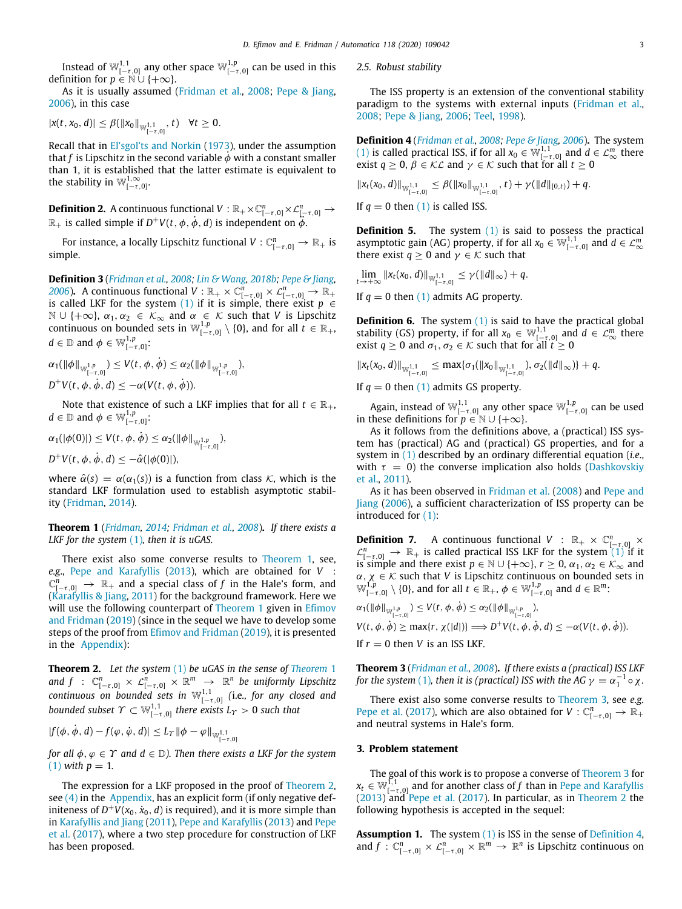Instead of $\mathbb{W}^{1,1}_{[-\tau,0]}$ any other space $\mathbb{W}^{1,p}_{[-\tau,0]}$ can be used in this definition for $p \in \mathbb{N} \cup \{+\infty\}$.

As it is usually assumed (Fridman et al., 2008; Pepe & Jiang, 2006), in this case

$$|x(t, x_0, d)| \leq \beta(\|x_0\|_{\mathbb{W}^{1,1}_{[-\tau,0]}}, t) \quad \forall t \geq 0.$$

Recall that in El'sgol'ts and Norkin (1973), under the assumption that $f$ is Lipschitz in the second variable $\dot{\phi}$ with a constant smaller than 1, it is established that the latter estimate is equivalent to the stability in $\mathbb{W}^{1,\infty}_{[-\tau,0]}$.

**Definition 2.** A continuous functional $V : \mathbb{R}_+ \times \mathbb{C}^n_{[-\tau,0]} \times \mathcal{L}^n_{[-\tau,0]} \to \mathbb{R}_+$ is called simple if $D^+V(t, \phi, \dot{\phi}, d)$ is independent on $\dot{\phi}$.

For instance, a locally Lipschitz functional $V : \mathbb{C}^n_{[-\tau,0]} \to \mathbb{R}_+$ is simple.

**Definition 3** (*Fridman et al., 2008; Lin & Wang, 2018b; Pepe & Jiang, 2006*)**.** A continuous functional $V : \mathbb{R}_+ \times \mathbb{C}^n_{[-\tau,0]} \times \mathcal{L}^n_{[-\tau,0]} \to \mathbb{R}_+$ is called LKF for the system (1) if it is simple, there exist $p \in \mathbb{N} \cup \{+\infty\}$, $\alpha_1, \alpha_2 \in \mathcal{K}_\infty$ and $\alpha \in \mathcal{K}$ such that $V$ is Lipschitz continuous on bounded sets in $\mathbb{W}^{1,p}_{[-\tau,0]} \setminus \{0\}$, and for all $t \in \mathbb{R}_+$, $d \in \mathbb{D}$ and $\phi \in \mathbb{W}^{1,p}_{[-\tau,0]}$:

$$\alpha_1(\|\phi\|_{\mathbb{W}^{1,p}_{[-\tau,0]}}) \leq V(t, \phi, \dot{\phi}) \leq \alpha_2(\|\phi\|_{\mathbb{W}^{1,p}_{[-\tau,0]}}),$$

$$D^+V(t, \phi, \dot{\phi}, d) \leq -\alpha(V(t, \phi, \dot{\phi})).$$

Note that existence of such a LKF implies that for all $t \in \mathbb{R}_+$, $d \in \mathbb{D}$ and $\phi \in \mathbb{W}^{1,p}_{[-\tau,0]}$:

$$\alpha_1(|\phi(0)|) \leq V(t, \phi, \dot{\phi}) \leq \alpha_2(\|\phi\|_{\mathbb{W}^{1,p}_{[-\tau,0]}}),$$

$$D^+V(t, \phi, \dot{\phi}, d) \leq -\hat{\alpha}(|\phi(0)|),$$

where $\hat{\alpha}(s) = \alpha(\alpha_1(s))$ is a function from class $\mathcal{K}$, which is the standard LKF formulation used to establish asymptotic stability (Fridman, 2014).

**Theorem 1** (*Fridman, 2014; Fridman et al., 2008*)**.** *If there exists a LKF for the system (1), then it is uGAS.*

There exist also some converse results to Theorem 1, see, *e.g.*, Pepe and Karafyllis (2013), which are obtained for $V : \mathbb{C}^n_{[-\tau,0]} \to \mathbb{R}_+$ and a special class of $f$ in the Hale's form, and (Karafyllis & Jiang, 2011) for the background framework. Here we will use the following counterpart of Theorem 1 given in Efimov and Fridman (2019) (since in the sequel we have to develop some steps of the proof from Efimov and Fridman (2019), it is presented in the Appendix):

**Theorem 2.** *Let the system (1) be uGAS in the sense of Theorem 1 and $f : \mathbb{C}^n_{[-\tau,0]} \times \mathcal{L}^n_{[-\tau,0]} \times \mathbb{R}^m \to \mathbb{R}^n$ be uniformly Lipschitz continuous on bounded sets in $\mathbb{W}^{1,1}_{[-\tau,0]}$ (i.e., for any closed and bounded subset $\Upsilon \subset \mathbb{W}^{1,1}_{[-\tau,0]}$ there exists $L_\Upsilon > 0$ such that*

$$|f(\phi, \dot{\phi}, d) - f(\varphi, \dot{\varphi}, d)| \leq L_\Upsilon \|\phi - \varphi\|_{\mathbb{W}^{1,1}_{[-\tau,0]}}$$

*for all $\phi, \varphi \in \Upsilon$ and $d \in \mathbb{D}$). Then there exists a LKF for the system (1) with $p = 1$.*

The expression for a LKF proposed in the proof of Theorem 2, see (4) in the Appendix, has an explicit form (if only negative definiteness of $D^+V(x_0, \dot{x}_0, d)$ is required), and it is more simple than in Karafyllis and Jiang (2011), Pepe and Karafyllis (2013) and Pepe et al. (2017), where a two step procedure for construction of LKF has been proposed.

### 2.5. Robust stability

The ISS property is an extension of the conventional stability paradigm to the systems with external inputs (Fridman et al., 2008; Pepe & Jiang, 2006; Teel, 1998).

**Definition 4** (*Fridman et al., 2008; Pepe & Jiang, 2006*)**.** The system (1) is called practical ISS, if for all $x_0 \in \mathbb{W}^{1,1}_{[-\tau,0]}$ and $d \in \mathcal{L}^m_\infty$ there exist $q \geq 0$, $\beta \in \mathcal{KL}$ and $\gamma \in \mathcal{K}$ such that for all $t \geq 0$

$$\|x_t(x_0, d)\|_{\mathbb{W}^{1,1}_{[-\tau,0]}} \leq \beta(\|x_0\|_{\mathbb{W}^{1,1}_{[-\tau,0]}}, t) + \gamma(\|d\|_{[0,t)}) + q.$$

If $q = 0$ then (1) is called ISS.

**Definition 5.** The system (1) is said to possess the practical asymptotic gain (AG) property, if for all $x_0 \in \mathbb{W}^{1,1}_{[-\tau,0]}$ and $d \in \mathcal{L}^m_\infty$ there exist $q \geq 0$ and $\gamma \in \mathcal{K}$ such that

$$\lim_{t \to +\infty} \|x_t(x_0, d)\|_{\mathbb{W}^{1,1}_{[-\tau,0]}} \leq \gamma(\|d\|_\infty) + q.$$

If $q = 0$ then (1) admits AG property.

**Definition 6.** The system (1) is said to have the practical global stability (GS) property, if for all $x_0 \in \mathbb{W}^{1,1}_{[-\tau,0]}$ and $d \in \mathcal{L}^m_\infty$ there exist $q \geq 0$ and $\sigma_1, \sigma_2 \in \mathcal{K}$ such that for all $t \geq 0$

$$\|x_t(x_0, d)\|_{\mathbb{W}^{1,1}_{[-\tau,0]}} \leq \max\{\sigma_1(\|x_0\|_{\mathbb{W}^{1,1}_{[-\tau,0]}}), \sigma_2(\|d\|_\infty)\} + q.$$

If $q = 0$ then (1) admits GS property.

Again, instead of $\mathbb{W}^{1,1}_{[-\tau,0]}$ any other space $\mathbb{W}^{1,p}_{[-\tau,0]}$ can be used in these definitions for $p \in \mathbb{N} \cup \{+\infty\}$.

As it follows from the definitions above, a (practical) ISS system has (practical) AG and (practical) GS properties, and for a system in (1) described by an ordinary differential equation (*i.e.*, with $\tau = 0$) the converse implication also holds (Dashkovskiy et al., 2011).

As it has been observed in Fridman et al. (2008) and Pepe and Jiang (2006), a sufficient characterization of ISS property can be introduced for (1):

**Definition 7.** A continuous functional $V : \mathbb{R}_+ \times \mathbb{C}^n_{[-\tau,0]} \times \mathcal{L}^n_{[-\tau,0]} \to \mathbb{R}_+$ is called practical ISS LKF for the system (1) if it is simple and there exist $p \in \mathbb{N} \cup \{+\infty\}$, $r \geq 0$, $\alpha_1, \alpha_2 \in \mathcal{K}_\infty$ and $\alpha, \chi \in \mathcal{K}$ such that $V$ is Lipschitz continuous on bounded sets in $\mathbb{W}^{1,p}_{[-\tau,0]} \setminus \{0\}$, and for all $t \in \mathbb{R}_+$, $\phi \in \mathbb{W}^{1,p}_{[-\tau,0]}$ and $d \in \mathbb{R}^m$:

$$\alpha_1(\|\phi\|_{\mathbb{W}^{1,p}_{[-\tau,0]}}) \leq V(t, \phi, \dot{\phi}) \leq \alpha_2(\|\phi\|_{\mathbb{W}^{1,p}_{[-\tau,0]}}),$$

$$V(t, \phi, \dot{\phi}) \geq \max\{r, \chi(|d|)\} \Longrightarrow D^+V(t, \phi, \dot{\phi}, d) \leq -\alpha(V(t, \phi, \dot{\phi})).$$

If $r = 0$ then $V$ is an ISS LKF.

**Theorem 3** (*Fridman et al., 2008*)**.** *If there exists a (practical) ISS LKF for the system (1), then it is (practical) ISS with the AG $\gamma = \alpha_1^{-1} \circ \chi$.*

There exist also some converse results to Theorem 3, see *e.g.* Pepe et al. (2017), which are also obtained for $V : \mathbb{C}^n_{[-\tau,0]} \to \mathbb{R}_+$ and neutral systems in Hale's form.

## 3. Problem statement

The goal of this work is to propose a converse of Theorem 3 for $x_t \in \mathbb{W}^{1,1}_{[-\tau,0]}$ and for another class of $f$ than in Pepe and Karafyllis (2013) and Pepe et al. (2017). In particular, as in Theorem 2 the following hypothesis is accepted in the sequel:

**Assumption 1.** The system (1) is ISS in the sense of Definition 4, and $f : \mathbb{C}^n_{[-\tau,0]} \times \mathcal{L}^n_{[-\tau,0]} \times \mathbb{R}^m \to \mathbb{R}^n$ is Lipschitz continuous on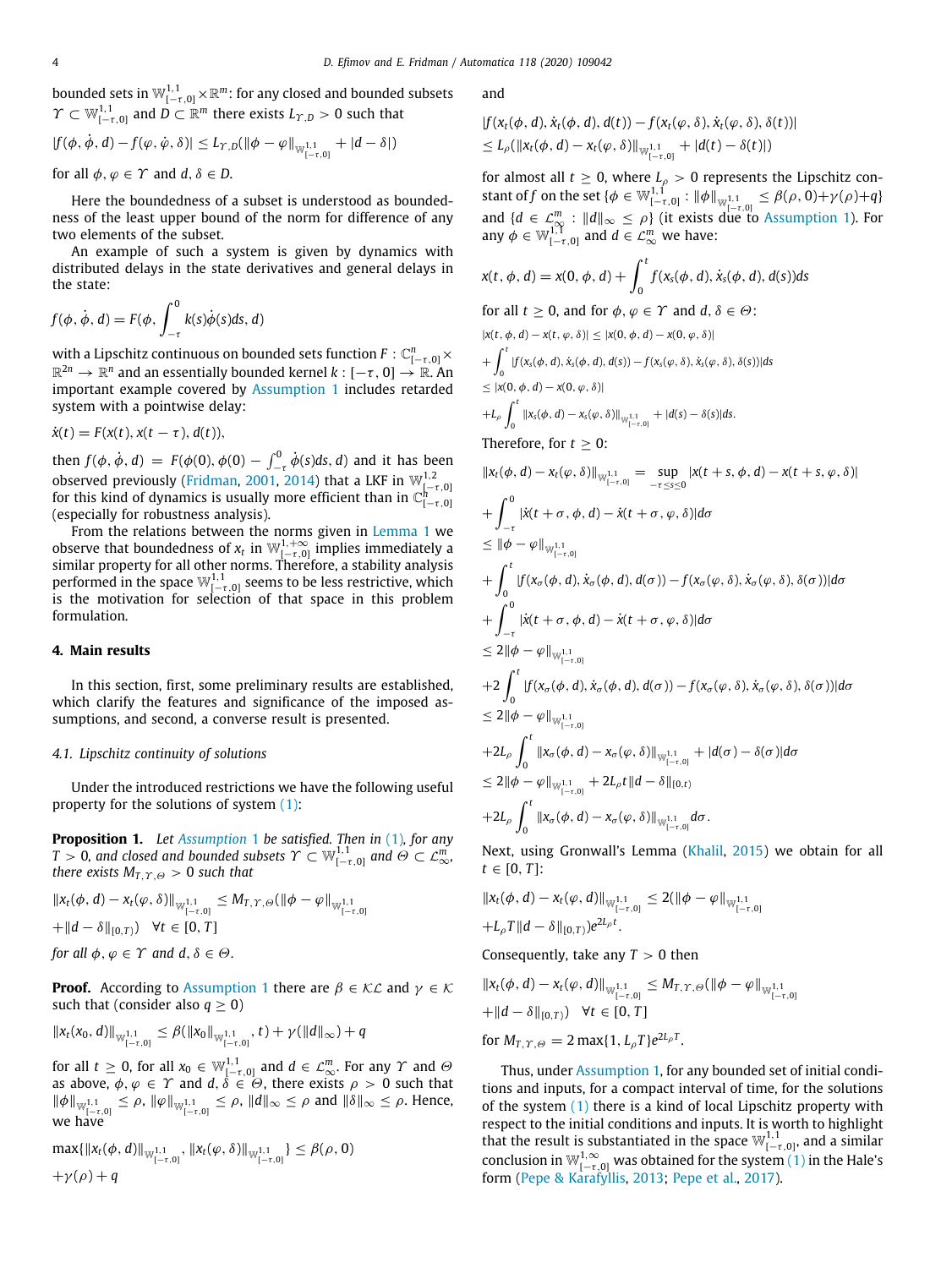bounded sets in $\mathbb{W}^{1,1}_{[-\tau,0]} \times \mathbb{R}^m$: for any closed and bounded subsets $\Upsilon \subset \mathbb{W}^{1,1}_{[-\tau,0]}$ and $D \subset \mathbb{R}^m$ there exists $L_{\Upsilon,D} > 0$ such that

$$|f(\phi, \dot{\phi}, d) - f(\varphi, \dot{\varphi}, \delta)| \le L_{\Upsilon,D}(\|\phi - \varphi\|_{\mathbb{W}^{1,1}_{[-\tau,0]}} + |d - \delta|)$$

for all $\phi, \varphi \in \Upsilon$ and $d, \delta \in D$.

Here the boundedness of a subset is understood as boundedness of the least upper bound of the norm for difference of any two elements of the subset.

An example of such a system is given by dynamics with distributed delays in the state derivatives and general delays in the state:

$$f(\phi, \dot{\phi}, d) = F(\phi, \int_{-\tau}^{0} k(s)\dot{\phi}(s)ds, d)$$

with a Lipschitz continuous on bounded sets function $F : \mathbb{C}^n_{[-\tau,0]} \times \mathbb{R}^{2n} \to \mathbb{R}^n$ and an essentially bounded kernel $k : [-\tau, 0] \to \mathbb{R}$. An important example covered by Assumption 1 includes retarded system with a pointwise delay:

$$\dot{x}(t) = F(x(t), x(t - \tau), d(t)),$$

then $f(\phi, \dot{\phi}, d) = F(\phi(0), \phi(0) - \int_{-\tau}^{0} \dot{\phi}(s)ds, d)$ and it has been observed previously (Fridman, 2001, 2014) that a LKF in $\mathbb{W}^{1,2}_{[-\tau,0]}$ for this kind of dynamics is usually more efficient than in $\mathbb{C}^n_{[-\tau,0]}$ (especially for robustness analysis).

From the relations between the norms given in Lemma 1 we observe that boundedness of $x_t$ in $\mathbb{W}^{1,+\infty}_{[-\tau,0]}$ implies immediately a similar property for all other norms. Therefore, a stability analysis performed in the space $\mathbb{W}^{1,1}_{[-\tau,0]}$ seems to be less restrictive, which is the motivation for selection of that space in this problem formulation.

## 4. Main results

In this section, first, some preliminary results are established, which clarify the features and significance of the imposed assumptions, and second, a converse result is presented.

### 4.1. Lipschitz continuity of solutions

Under the introduced restrictions we have the following useful property for the solutions of system (1):

**Proposition 1.** *Let Assumption 1 be satisfied. Then in (1), for any $T > 0$, and closed and bounded subsets $\Upsilon \subset \mathbb{W}^{1,1}_{[-\tau,0]}$ and $\Theta \subset \mathcal{L}^m_\infty$, there exists $M_{T,\Upsilon,\Theta} > 0$ such that*

$$\|x_t(\phi, d) - x_t(\varphi, \delta)\|_{\mathbb{W}^{1,1}_{[-\tau,0]}} \le M_{T,\Upsilon,\Theta}(\|\phi - \varphi\|_{\mathbb{W}^{1,1}_{[-\tau,0]}} + \|d - \delta\|_{[0,T)}) \quad \forall t \in [0, T]$$

*for all $\phi, \varphi \in \Upsilon$ and $d, \delta \in \Theta$.*

**Proof.** According to Assumption 1 there are $\beta \in \mathcal{KL}$ and $\gamma \in \mathcal{K}$ such that (consider also $q \ge 0$)

$$\|x_t(x_0, d)\|_{\mathbb{W}^{1,1}_{[-\tau,0]}} \le \beta(\|x_0\|_{\mathbb{W}^{1,1}_{[-\tau,0]}}, t) + \gamma(\|d\|_\infty) + q$$

for all $t \ge 0$, for all $x_0 \in \mathbb{W}^{1,1}_{[-\tau,0]}$ and $d \in \mathcal{L}^m_\infty$. For any $\Upsilon$ and $\Theta$ as above, $\phi, \varphi \in \Upsilon$ and $d, \delta \in \Theta$, there exists $\rho > 0$ such that $\|\phi\|_{\mathbb{W}^{1,1}_{[-\tau,0]}} \le \rho$, $\|\varphi\|_{\mathbb{W}^{1,1}_{[-\tau,0]}} \le \rho$, $\|d\|_\infty \le \rho$ and $\|\delta\|_\infty \le \rho$. Hence, we have

$$\max\{\|x_t(\phi, d)\|_{\mathbb{W}^{1,1}_{[-\tau,0]}}, \|x_t(\varphi, \delta)\|_{\mathbb{W}^{1,1}_{[-\tau,0]}}\} \le \beta(\rho, 0) + \gamma(\rho) + q$$

and

$$|f(x_t(\phi, \delta), \dot{x}_t(\phi, d), d(t)) - f(x_t(\varphi, \delta), \dot{x}_t(\varphi, \delta), \delta(t))| \le L_\rho(\|x_t(\phi, d) - x_t(\varphi, \delta)\|_{\mathbb{W}^{1,1}_{[-\tau,0]}} + |d(t) - \delta(t)|)$$

for almost all $t \ge 0$, where $L_\rho > 0$ represents the Lipschitz constant of $f$ on the set $\{\phi \in \mathbb{W}^{1,1}_{[-\tau,0]} : \|\phi\|_{\mathbb{W}^{1,1}_{[-\tau,0]}} \le \beta(\rho, 0) + \gamma(\rho) + q\}$ and $\{d \in \mathcal{L}^m_\infty : \|d\|_\infty \le \rho\}$ (it exists due to Assumption 1). For any $\phi \in \mathbb{W}^{1,1}_{[-\tau,0]}$ and $d \in \mathcal{L}^m_\infty$ we have:

$$x(t, \phi, d) = x(0, \phi, d) + \int_0^t f(x_s(\phi, d), \dot{x}_s(\phi, d), d(s))ds$$

for all $t \ge 0$, and for $\phi, \varphi \in \Upsilon$ and $d, \delta \in \Theta$:

$$\begin{aligned}
&|x(t, \phi, d) - x(t, \varphi, \delta)| \le |x(0, \phi, d) - x(0, \varphi, \delta)| \\
&+ \int_0^t |f(x_s(\phi, d), \dot{x}_s(\phi, d), d(s)) - f(x_s(\varphi, \delta), \dot{x}_s(\varphi, \delta), \delta(s))|ds \\
&\le |x(0, \phi, d) - x(0, \varphi, \delta)| \\
&+ L_\rho \int_0^t \|x_s(\phi, d) - x_s(\varphi, \delta)\|_{\mathbb{W}^{1,1}_{[-\tau,0]}} + |d(s) - \delta(s)|ds.
\end{aligned}$$

Therefore, for $t \ge 0$:

$$\begin{aligned}
&\|x_t(\phi, d) - x_t(\varphi, \delta)\|_{\mathbb{W}^{1,1}_{[-\tau,0]}} = \sup_{-\tau \le s \le 0} |x(t + s, \phi, d) - x(t + s, \varphi, \delta)| \\
&+ \int_{-\tau}^{0} |\dot{x}(t + \sigma, \phi, d) - \dot{x}(t + \sigma, \varphi, \delta)|d\sigma \\
&\le \|\phi - \varphi\|_{\mathbb{W}^{1,1}_{[-\tau,0]}} \\
&+ \int_0^t |f(x_\sigma(\phi, d), \dot{x}_\sigma(\phi, d), d(\sigma)) - f(x_\sigma(\varphi, \delta), \dot{x}_\sigma(\varphi, \delta), \delta(\sigma))|d\sigma \\
&+ \int_{-\tau}^{0} |\dot{x}(t + \sigma, \phi, d) - \dot{x}(t + \sigma, \varphi, \delta)|d\sigma \\
&\le 2\|\phi - \varphi\|_{\mathbb{W}^{1,1}_{[-\tau,0]}} \\
&+ 2\int_0^t |f(x_\sigma(\phi, d), \dot{x}_\sigma(\phi, d), d(\sigma)) - f(x_\sigma(\varphi, \delta), \dot{x}_\sigma(\varphi, \delta), \delta(\sigma))|d\sigma \\
&\le 2\|\phi - \varphi\|_{\mathbb{W}^{1,1}_{[-\tau,0]}} \\
&+ 2L_\rho \int_0^t \|x_\sigma(\phi, d) - x_\sigma(\varphi, \delta)\|_{\mathbb{W}^{1,1}_{[-\tau,0]}} + |d(\sigma) - \delta(\sigma)|d\sigma \\
&\le 2\|\phi - \varphi\|_{\mathbb{W}^{1,1}_{[-\tau,0]}} + 2L_\rho t\|d - \delta\|_{[0,t)} \\
&+ 2L_\rho \int_0^t \|x_\sigma(\phi, d) - x_\sigma(\varphi, \delta)\|_{\mathbb{W}^{1,1}_{[-\tau,0]}} d\sigma.
\end{aligned}$$

Next, using Gronwall's Lemma (Khalil, 2015) we obtain for all $t \in [0, T]$:

$$\|x_t(\phi, d) - x_t(\varphi, d)\|_{\mathbb{W}^{1,1}_{[-\tau,0]}} \le 2(\|\phi - \varphi\|_{\mathbb{W}^{1,1}_{[-\tau,0]}} + L_\rho T\|d - \delta\|_{[0,T)})e^{2L_\rho t}.$$

Consequently, take any $T > 0$ then

$$\|x_t(\phi, d) - x_t(\varphi, \delta)\|_{\mathbb{W}^{1,1}_{[-\tau,0]}} \le M_{T,\Upsilon,\Theta}(\|\phi - \varphi\|_{\mathbb{W}^{1,1}_{[-\tau,0]}} + \|d - \delta\|_{[0,T)}) \quad \forall t \in [0, T]$$

for $M_{T,\Upsilon,\Theta} = 2\max\{1, L_\rho T\}e^{2L_\rho T}$.

Thus, under Assumption 1, for any bounded set of initial conditions and inputs, for a compact interval of time, for the solutions of the system (1) there is a kind of local Lipschitz property with respect to the initial conditions and inputs. It is worth to highlight that the result is substantiated in the space $\mathbb{W}^{1,1}_{[-\tau,0]}$, and a similar conclusion in $\mathbb{W}^{1,\infty}_{[-\tau,0]}$ was obtained for the system (1) in the Hale's form (Pepe & Karafyllis, 2013; Pepe et al., 2017).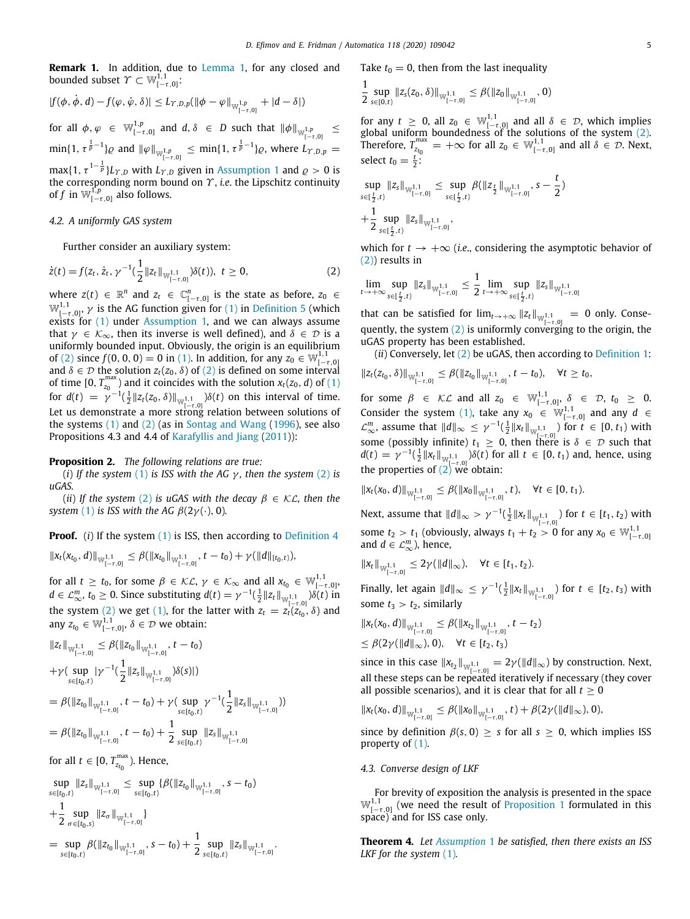**Remark 1.** In addition, due to Lemma 1, for any closed and bounded subset $\Upsilon \subset \mathbb{W}^{1,1}_{[-\tau,0]}$:

$$|f(\phi, \dot{\phi}, d) - f(\varphi, \dot{\varphi}, \delta)| \le L_{\Upsilon,D,p}(\|\phi - \varphi\|_{\mathbb{W}^{1,p}_{[-\tau,0]}} + |d - \delta|)$$

for all $\phi, \varphi \in \mathbb{W}^{1,p}_{[-\tau,0]}$ and $d, \delta \in D$ such that $\|\phi\|_{\mathbb{W}^{1,p}_{[-\tau,0]}} \le \min\{1, \tau^{\frac{1}{p}-1}\}\varrho$ and $\|\varphi\|_{\mathbb{W}^{1,p}_{[-\tau,0]}} \le \min\{1, \tau^{\frac{1}{p}-1}\}\varrho$, where $L_{\Upsilon,D,p} = \max\{1, \tau^{1-\frac{1}{p}}\}L_{\Upsilon,D}$ with $L_{\Upsilon,D}$ given in Assumption 1 and $\varrho > 0$ is the corresponding norm bound on $\Upsilon$, *i.e.* the Lipschitz continuity of $f$ in $\mathbb{W}^{1,p}_{[-\tau,0]}$ also follows.

### 4.2. A uniformly GAS system

Further consider an auxiliary system:

$$\dot{z}(t) = f(z_t, \dot{z}_t, \gamma^{-1}(\frac{1}{2}\|z_t\|_{\mathbb{W}^{1,1}_{[-\tau,0]}})\delta(t)), \ t \ge 0, \tag{2}$$

where $z(t) \in \mathbb{R}^n$ and $z_t \in \mathbb{C}^n_{[-\tau,0]}$ is the state as before, $z_0 \in \mathbb{W}^{1,1}_{[-\tau,0]}$, $\gamma$ is the AG function given for (1) in Definition 5 (which exists for (1) under Assumption 1, and we can always assume that $\gamma \in \mathcal{K}_\infty$, then its inverse is well defined), and $\delta \in \mathcal{D}$ is a uniformly bounded input. Obviously, the origin is an equilibrium of (2) since $f(0, 0, 0) = 0$ in (1). In addition, for any $z_0 \in \mathbb{W}^{1,1}_{[-\tau,0]}$ and $\delta \in \mathcal{D}$ the solution $z_t(z_0, \delta)$ of (2) is defined on some interval of time $[0, T^{\max}_{z_0})$ and it coincides with the solution $x_t(z_0, d)$ of (1) for $d(t) = \gamma^{-1}(\frac{1}{2}\|z_t(z_0, \delta)\|_{\mathbb{W}^{1,1}_{[-\tau,0]}})\delta(t)$ on this interval of time. Let us demonstrate a more strong relation between solutions of the systems (1) and (2) (as in Sontag and Wang (1996), see also Propositions 4.3 and 4.4 of Karafyllis and Jiang (2011)):

**Proposition 2.** *The following relations are true:*

(*i*) *If the system (1) is ISS with the AG $\gamma$, then the system (2) is uGAS.*

(*ii*) *If the system (2) is uGAS with the decay $\beta \in \mathcal{KL}$, then the system (1) is ISS with the AG $\beta(2\gamma(\cdot), 0)$.*

**Proof.** (*i*) If the system (1) is ISS, then according to Definition 4

$$\|x_t(x_{t_0}, d)\|_{\mathbb{W}^{1,1}_{[-\tau,0]}} \le \beta(\|x_{t_0}\|_{\mathbb{W}^{1,1}_{[-\tau,0]}}, t - t_0) + \gamma(\|d\|_{[t_0,t)}),$$

for all $t \ge t_0$, for some $\beta \in \mathcal{KL}$, $\gamma \in \mathcal{K}_\infty$ and all $x_{t_0} \in \mathbb{W}^{1,1}_{[-\tau,0]}$, $d \in \mathcal{L}^m_\infty$, $t_0 \ge 0$. Since substituting $d(t) = \gamma^{-1}(\frac{1}{2}\|z_t\|_{\mathbb{W}^{1,1}_{[-\tau,0]}})\delta(t)$ in the system (2) we get (1), for the latter with $z_t = z_t(z_{t_0}, \delta)$ and any $z_{t_0} \in \mathbb{W}^{1,1}_{[-\tau,0]}$, $\delta \in \mathcal{D}$ we obtain:

$$\begin{aligned}
\|z_t\|_{\mathbb{W}^{1,1}_{[-\tau,0]}} &\le \beta(\|z_{t_0}\|_{\mathbb{W}^{1,1}_{[-\tau,0]}}, t - t_0) \\
&+ \gamma(\sup_{s\in[t_0,t)} |\gamma^{-1}(\frac{1}{2}\|z_s\|_{\mathbb{W}^{1,1}_{[-\tau,0]}})\delta(s)|) \\
&= \beta(\|z_{t_0}\|_{\mathbb{W}^{1,1}_{[-\tau,0]}}, t - t_0) + \gamma(\sup_{s\in[t_0,t)} \gamma^{-1}(\frac{1}{2}\|z_s\|_{\mathbb{W}^{1,1}_{[-\tau,0]}})) \\
&= \beta(\|z_{t_0}\|_{\mathbb{W}^{1,1}_{[-\tau,0]}}, t - t_0) + \frac{1}{2}\sup_{s\in[t_0,t)} \|z_s\|_{\mathbb{W}^{1,1}_{[-\tau,0]}}
\end{aligned}$$

for all $t \in [0, T^{\max}_{z_{t_0}})$. Hence,

$$\begin{aligned}
\sup_{s\in[t_0,t)} \|z_s\|_{\mathbb{W}^{1,1}_{[-\tau,0]}} &\le \sup_{s\in[t_0,t)} \{\beta(\|z_{t_0}\|_{\mathbb{W}^{1,1}_{[-\tau,0]}}, s - t_0) \\
&+ \frac{1}{2}\sup_{\sigma\in[t_0,s)} \|z_\sigma\|_{\mathbb{W}^{1,1}_{[-\tau,0]}}\} \\
&= \sup_{s\in[t_0,t)} \beta(\|z_{t_0}\|_{\mathbb{W}^{1,1}_{[-\tau,0]}}, s - t_0) + \frac{1}{2}\sup_{s\in[t_0,t)} \|z_s\|_{\mathbb{W}^{1,1}_{[-\tau,0]}}.
\end{aligned}$$

Take $t_0 = 0$, then from the last inequality

$$\frac{1}{2}\sup_{s\in[0,t)} \|z_s(z_0, \delta)\|_{\mathbb{W}^{1,1}_{[-\tau,0]}} \le \beta(\|z_0\|_{\mathbb{W}^{1,1}_{[-\tau,0]}}, 0)$$

for any $t \ge 0$, all $z_0 \in \mathbb{W}^{1,1}_{[-\tau,0]}$ and all $\delta \in \mathcal{D}$, which implies global uniform boundedness of the solutions of the system (2). Therefore, $T^{\max}_{z_0} = +\infty$ for all $z_0 \in \mathbb{W}^{1,1}_{[-\tau,0]}$ and all $\delta \in \mathcal{D}$. Next, select $t_0 = \frac{t}{2}$:

$$\begin{aligned}
\sup_{s\in[\frac{t}{2},t)} \|z_s\|_{\mathbb{W}^{1,1}_{[-\tau,0]}} &\le \sup_{s\in[\frac{t}{2},t)} \beta(\|z_{\frac{t}{2}}\|_{\mathbb{W}^{1,1}_{[-\tau,0]}}, s - \frac{t}{2}) \\
&+ \frac{1}{2}\sup_{s\in[\frac{t}{2},t)} \|z_s\|_{\mathbb{W}^{1,1}_{[-\tau,0]}},
\end{aligned}$$

which for $t \to +\infty$ (*i.e.*, considering the asymptotic behavior of (2)) results in

$$\lim_{t\to+\infty}\sup_{s\in[\frac{t}{2},t)} \|z_s\|_{\mathbb{W}^{1,1}_{[-\tau,0]}} \le \frac{1}{2}\lim_{t\to+\infty}\sup_{s\in[\frac{t}{2},t)} \|z_s\|_{\mathbb{W}^{1,1}_{[-\tau,0]}}$$

that can be satisfied for $\lim_{t\to+\infty}\|z_t\|_{\mathbb{W}^{1,1}_{[-\tau,0]}} = 0$ only. Consequently, the system (2) is uniformly converging to the origin, the uGAS property has been established.

(*ii*) Conversely, let (2) be uGAS, then according to Definition 1:

$$\|z_t(z_0, \delta)\|_{\mathbb{W}^{1,1}_{[-\tau,0]}} \le \beta(\|z_0\|_{\mathbb{W}^{1,1}_{[-\tau,0]}}, t - t_0), \quad \forall t \ge t_0,$$

for some $\beta \in \mathcal{KL}$ and all $z_0 \in \mathbb{W}^{1,1}_{[-\tau,0]}$, $\delta \in \mathcal{D}$, $t_0 \ge 0$. Consider the system (1), take any $x_0 \in \mathbb{W}^{1,1}_{[-\tau,0]}$ and any $d \in \mathcal{L}^m_\infty$, assume that $\|d\|_\infty \le \gamma^{-1}(\frac{1}{2}\|x_t\|_{\mathbb{W}^{1,1}_{[-\tau,0]}})$ for $t \in [0, t_1)$ with some (possibly infinite) $t_1 \ge 0$, then there is $\delta \in \mathcal{D}$ such that $d(t) = \gamma^{-1}(\frac{1}{2}\|x_t\|_{\mathbb{W}^{1,1}_{[-\tau,0]}})\delta(t)$ for all $t \in [0, t_1)$ and, hence, using the properties of (2) we obtain:

$$\|x_t(x_0, d)\|_{\mathbb{W}^{1,1}_{[-\tau,0]}} \le \beta(\|x_0\|_{\mathbb{W}^{1,1}_{[-\tau,0]}}, t), \quad \forall t \in [0, t_1).$$

Next, assume that $\|d\|_\infty > \gamma^{-1}(\frac{1}{2}\|x_t\|_{\mathbb{W}^{1,1}_{[-\tau,0]}})$ for $t \in [t_1, t_2)$ with some $t_2 > t_1$ (obviously, always $t_1 + t_2 > 0$ for any $x_0 \in \mathbb{W}^{1,1}_{[-\tau,0]}$ and $d \in \mathcal{L}^m_\infty$), hence,

$$\|x_t\|_{\mathbb{W}^{1,1}_{[-\tau,0]}} \le 2\gamma(\|d\|_\infty), \quad \forall t \in [t_1, t_2).$$

Finally, let again $\|d\|_\infty \le \gamma^{-1}(\frac{1}{2}\|x_t\|_{\mathbb{W}^{1,1}_{[-\tau,0]}})$ for $t \in [t_2, t_3)$ with some $t_3 > t_2$, similarly

$$\begin{aligned}
\|x_t(x_0, d)\|_{\mathbb{W}^{1,1}_{[-\tau,0]}} &\le \beta(\|x_{t_2}\|_{\mathbb{W}^{1,1}_{[-\tau,0]}}, t - t_2) \\
&\le \beta(2\gamma(\|d\|_\infty), 0), \quad \forall t \in [t_2, t_3)
\end{aligned}$$

since in this case $\|x_{t_2}\|_{\mathbb{W}^{1,1}_{[-\tau,0]}} = 2\gamma(\|d\|_\infty)$ by construction. Next, all these steps can be repeated iteratively if necessary (they cover all possible scenarios), and it is clear that for all $t \ge 0$

$$\|x_t(x_0, d)\|_{\mathbb{W}^{1,1}_{[-\tau,0]}} \le \beta(\|x_0\|_{\mathbb{W}^{1,1}_{[-\tau,0]}}, t) + \beta(2\gamma(\|d\|_\infty), 0),$$

since by definition $\beta(s, 0) \ge s$ for all $s \ge 0$, which implies ISS property of (1).

### 4.3. Converse design of LKF

For brevity of exposition the analysis is presented in the space $\mathbb{W}^{1,1}_{[-\tau,0]}$ (we need the result of Proposition 1 formulated in this space) and for ISS case only.

**Theorem 4.** *Let Assumption 1 be satisfied, then there exists an ISS LKF for the system (1).*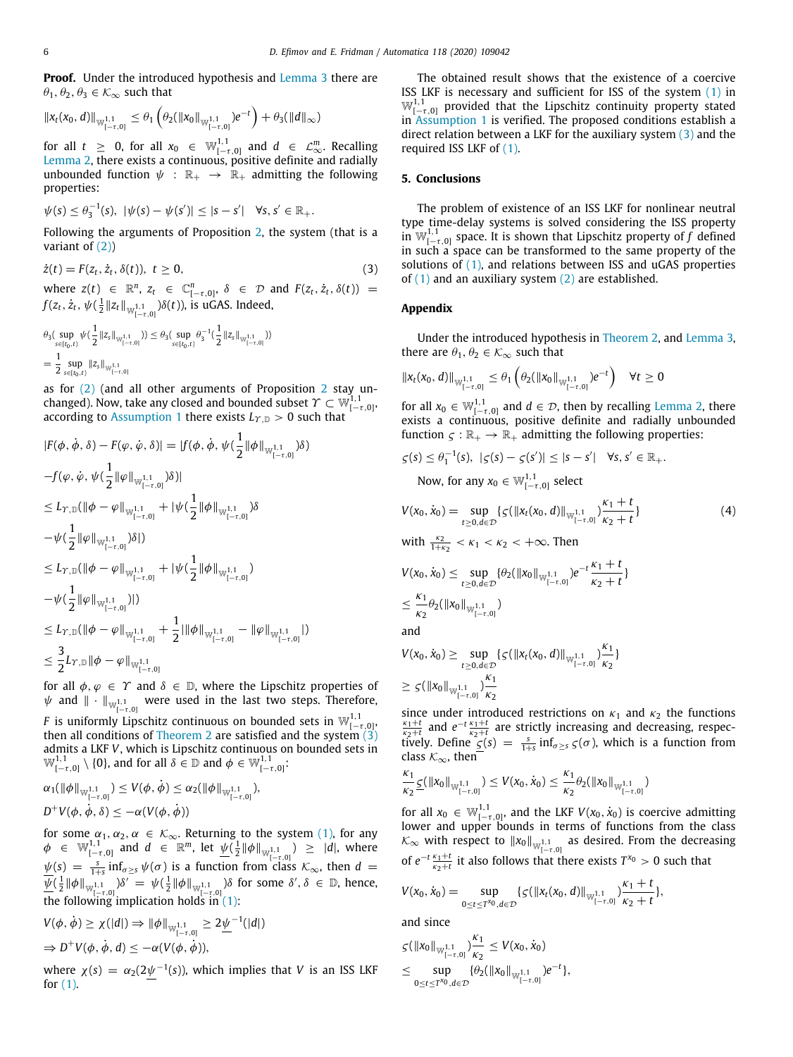**Proof.** Under the introduced hypothesis and Lemma 3 there are $\theta_1, \theta_2, \theta_3 \in \mathcal{K}_\infty$ such that

$$\|x_t(x_0, d)\|_{\mathbb{W}^{1,1}_{[-\tau,0]}} \le \theta_1\left(\theta_2(\|x_0\|_{\mathbb{W}^{1,1}_{[-\tau,0]}})e^{-t}\right) + \theta_3(\|d\|_\infty)$$

for all $t \ge 0$, for all $x_0 \in \mathbb{W}^{1,1}_{[-\tau,0]}$ and $d \in \mathcal{L}^m_\infty$. Recalling Lemma 2, there exists a continuous, positive definite and radially unbounded function $\psi : \mathbb{R}_+ \to \mathbb{R}_+$ admitting the following properties:

$$\psi(s) \le \theta_3^{-1}(s), \;\; |\psi(s) - \psi(s')| \le |s - s'| \quad \forall s, s' \in \mathbb{R}_+.$$

Following the arguments of Proposition 2, the system (that is a variant of (2))

$$\dot{z}(t) = F(z_t, \dot{z}_t, \delta(t)), \; t \ge 0, \tag{3}$$

where $z(t) \in \mathbb{R}^n$, $z_t \in \mathbb{C}^n_{[-\tau,0]}$, $\delta \in \mathcal{D}$ and $F(z_t, \dot{z}_t, \delta(t)) = f(z_t, \dot{z}_t, \psi(\frac{1}{2}\|z_t\|_{\mathbb{W}^{1,1}_{[-\tau,0]}})\delta(t))$, is uGAS. Indeed,

$$\theta_3(\sup_{s\in[t_0,t)} \psi(\frac{1}{2}\|z_s\|_{\mathbb{W}^{1,1}_{[-\tau,0]}})) \le \theta_3(\sup_{s\in[t_0,t)} \theta_3^{-1}(\frac{1}{2}\|z_s\|_{\mathbb{W}^{1,1}_{[-\tau,0]}}))$$
$$= \frac{1}{2}\sup_{s\in[t_0,t)} \|z_s\|_{\mathbb{W}^{1,1}_{[-\tau,0]}}$$

as for (2) (and all other arguments of Proposition 2 stay unchanged). Now, take any closed and bounded subset $\Upsilon \subset \mathbb{W}^{1,1}_{[-\tau,0]}$, according to Assumption 1 there exists $L_{\Upsilon,\mathbb{D}} > 0$ such that

$$|F(\phi, \dot{\phi}, \delta) - F(\varphi, \dot{\varphi}, \delta)| = |f(\phi, \dot{\phi}, \psi(\frac{1}{2}\|\phi\|_{\mathbb{W}^{1,1}_{[-\tau,0]}})\delta)$$
$$- f(\varphi, \dot{\varphi}, \psi(\frac{1}{2}\|\varphi\|_{\mathbb{W}^{1,1}_{[-\tau,0]}})\delta)|$$
$$\le L_{\Upsilon,\mathbb{D}}(\|\phi - \varphi\|_{\mathbb{W}^{1,1}_{[-\tau,0]}} + |\psi(\frac{1}{2}\|\phi\|_{\mathbb{W}^{1,1}_{[-\tau,0]}})\delta$$
$$- \psi(\frac{1}{2}\|\varphi\|_{\mathbb{W}^{1,1}_{[-\tau,0]}})\delta|)$$
$$\le L_{\Upsilon,\mathbb{D}}(\|\phi - \varphi\|_{\mathbb{W}^{1,1}_{[-\tau,0]}} + |\psi(\frac{1}{2}\|\phi\|_{\mathbb{W}^{1,1}_{[-\tau,0]}})$$
$$- \psi(\frac{1}{2}\|\varphi\|_{\mathbb{W}^{1,1}_{[-\tau,0]}})|)$$
$$\le L_{\Upsilon,\mathbb{D}}(\|\phi - \varphi\|_{\mathbb{W}^{1,1}_{[-\tau,0]}} + \frac{1}{2}|\|\phi\|_{\mathbb{W}^{1,1}_{[-\tau,0]}} - \|\varphi\|_{\mathbb{W}^{1,1}_{[-\tau,0]}}|)$$
$$\le \frac{3}{2}L_{\Upsilon,\mathbb{D}}\|\phi - \varphi\|_{\mathbb{W}^{1,1}_{[-\tau,0]}}$$

for all $\phi, \varphi \in \Upsilon$ and $\delta \in \mathbb{D}$, where the Lipschitz properties of $\psi$ and $\|\cdot\|_{\mathbb{W}^{1,1}_{[-\tau,0]}}$ were used in the last two steps. Therefore, $F$ is uniformly Lipschitz continuous on bounded sets in $\mathbb{W}^{1,1}_{[-\tau,0]}$, then all conditions of Theorem 2 are satisfied and the system (3) admits a LKF $V$, which is Lipschitz continuous on bounded sets in $\mathbb{W}^{1,1}_{[-\tau,0]} \setminus \{0\}$, and for all $\delta \in \mathbb{D}$ and $\phi \in \mathbb{W}^{1,1}_{[-\tau,0]}$:

$$\alpha_1(\|\phi\|_{\mathbb{W}^{1,1}_{[-\tau,0]}}) \le V(\phi, \dot{\phi}) \le \alpha_2(\|\phi\|_{\mathbb{W}^{1,1}_{[-\tau,0]}}),$$
$$D^+V(\phi, \dot{\phi}, \delta) \le -\alpha(V(\phi, \dot{\phi}))$$

for some $\alpha_1, \alpha_2, \alpha \in \mathcal{K}_\infty$. Returning to the system (1), for any $\phi \in \mathbb{W}^{1,1}_{[-\tau,0]}$ and $d \in \mathbb{R}^m$, let $\underline{\psi}(\frac{1}{2}\|\phi\|_{\mathbb{W}^{1,1}_{[-\tau,0]}}) \ge |d|$, where $\underline{\psi}(s) = \frac{s}{1+s}\inf_{\sigma\ge s}\psi(\sigma)$ is a function from class $\mathcal{K}_\infty$, then $d = \underline{\psi}(\frac{1}{2}\|\phi\|_{\mathbb{W}^{1,1}_{[-\tau,0]}})\delta' = \psi(\frac{1}{2}\|\phi\|_{\mathbb{W}^{1,1}_{[-\tau,0]}})\delta$ for some $\delta', \delta \in \mathbb{D}$, hence, the following implication holds in (1):

$$V(\phi, \dot{\phi}) \ge \chi(|d|) \Rightarrow \|\phi\|_{\mathbb{W}^{1,1}_{[-\tau,0]}} \ge 2\underline{\psi}^{-1}(|d|)$$
$$\Rightarrow D^+V(\phi, \dot{\phi}, d) \le -\alpha(V(\phi, \dot{\phi})),$$

where $\chi(s) = \alpha_2(2\underline{\psi}^{-1}(s))$, which implies that $V$ is an ISS LKF for (1).

The obtained result shows that the existence of a coercive ISS LKF is necessary and sufficient for ISS of the system (1) in $\mathbb{W}^{1,1}_{[-\tau,0]}$ provided that the Lipschitz continuity property stated in Assumption 1 is verified. The proposed conditions establish a direct relation between a LKF for the auxiliary system (3) and the required ISS LKF of (1).

## 5. Conclusions

The problem of existence of an ISS LKF for nonlinear neutral type time-delay systems is solved considering the ISS property in $\mathbb{W}^{1,1}_{[-\tau,0]}$ space. It is shown that Lipschitz property of $f$ defined in such a space can be transformed to the same property of the solutions of (1), and relations between ISS and uGAS properties of (1) and an auxiliary system (2) are established.

## Appendix

Under the introduced hypothesis in Theorem 2, and Lemma 3, there are $\theta_1, \theta_2 \in \mathcal{K}_\infty$ such that

$$\|x_t(x_0, d)\|_{\mathbb{W}^{1,1}_{[-\tau,0]}} \le \theta_1\left(\theta_2(\|x_0\|_{\mathbb{W}^{1,1}_{[-\tau,0]}})e^{-t}\right) \quad \forall t \ge 0$$

for all $x_0 \in \mathbb{W}^{1,1}_{[-\tau,0]}$ and $d \in \mathcal{D}$, then by recalling Lemma 2, there exists a continuous, positive definite and radially unbounded function $\varsigma : \mathbb{R}_+ \to \mathbb{R}_+$ admitting the following properties:

$$\varsigma(s) \le \theta_1^{-1}(s), \;\; |\varsigma(s) - \varsigma(s')| \le |s - s'| \quad \forall s, s' \in \mathbb{R}_+.$$

Now, for any $x_0 \in \mathbb{W}^{1,1}_{[-\tau,0]}$ select

$$V(x_0, \dot{x}_0) = \sup_{t\ge0, d\in\mathcal{D}}\{\varsigma(\|x_t(x_0, d)\|_{\mathbb{W}^{1,1}_{[-\tau,0]}})\frac{\kappa_1 + t}{\kappa_2 + t}\} \tag{4}$$

with $\frac{\kappa_2}{1+\kappa_2} < \kappa_1 < \kappa_2 < +\infty$. Then

$$V(x_0, \dot{x}_0) \le \sup_{t\ge0, d\in\mathcal{D}}\{\theta_2(\|x_0\|_{\mathbb{W}^{1,1}_{[-\tau,0]}})e^{-t}\frac{\kappa_1 + t}{\kappa_2 + t}\}$$
$$\le \frac{\kappa_1}{\kappa_2}\theta_2(\|x_0\|_{\mathbb{W}^{1,1}_{[-\tau,0]}})$$

and

$$V(x_0, \dot{x}_0) \ge \sup_{t\ge0, d\in\mathcal{D}}\{\varsigma(\|x_t(x_0, d)\|_{\mathbb{W}^{1,1}_{[-\tau,0]}})\frac{\kappa_1}{\kappa_2}\}$$
$$\ge \varsigma(\|x_0\|_{\mathbb{W}^{1,1}_{[-\tau,0]}})\frac{\kappa_1}{\kappa_2}$$

since under introduced restrictions on $\kappa_1$ and $\kappa_2$ the functions $\frac{\kappa_1+t}{\kappa_2+t}$ and $e^{-t}\frac{\kappa_1+t}{\kappa_2+t}$ are strictly increasing and decreasing, respectively. Define $\underline{\varsigma}(s) = \frac{s}{1+s}\inf_{\sigma\ge s}\varsigma(\sigma)$, which is a function from class $\mathcal{K}_\infty$, then

$$\frac{\kappa_1}{\kappa_2}\underline{\varsigma}(\|x_0\|_{\mathbb{W}^{1,1}_{[-\tau,0]}}) \le V(x_0, \dot{x}_0) \le \frac{\kappa_1}{\kappa_2}\theta_2(\|x_0\|_{\mathbb{W}^{1,1}_{[-\tau,0]}})$$

for all $x_0 \in \mathbb{W}^{1,1}_{[-\tau,0]}$, and the LKF $V(x_0, \dot{x}_0)$ is coercive admitting lower and upper bounds in terms of functions from the class $\mathcal{K}_\infty$ with respect to $\|x_0\|_{\mathbb{W}^{1,1}_{[-\tau,0]}}$ as desired. From the decreasing of $e^{-t}\frac{\kappa_1+t}{\kappa_2+t}$ it also follows that there exists $T^{x_0} > 0$ such that

$$V(x_0, \dot{x}_0) = \sup_{0\le t\le T^{x_0}, d\in\mathcal{D}}\{\varsigma(\|x_t(x_0, d)\|_{\mathbb{W}^{1,1}_{[-\tau,0]}})\frac{\kappa_1 + t}{\kappa_2 + t}\},$$

and since

$$\varsigma(\|x_0\|_{\mathbb{W}^{1,1}_{[-\tau,0]}})\frac{\kappa_1}{\kappa_2} \le V(x_0, \dot{x}_0)$$
$$\le \sup_{0\le t\le T^{x_0}, d\in\mathcal{D}}\{\theta_2(\|x_0\|_{\mathbb{W}^{1,1}_{[-\tau,0]}})e^{-t}\},$$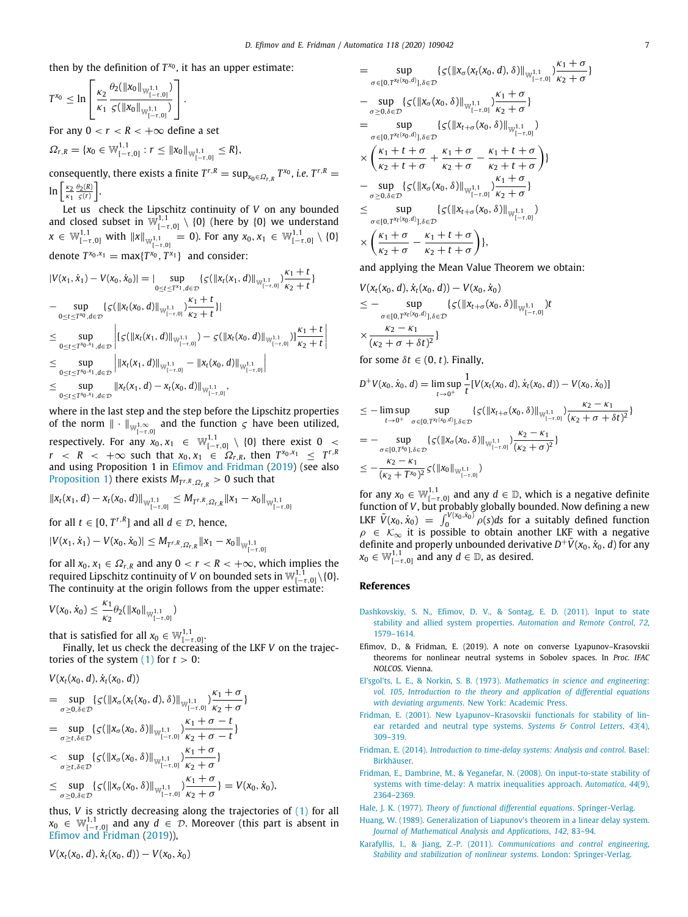then by the definition of $T^{x_0}$, it has an upper estimate:

$$T^{x_0} \le \ln\left[\frac{\kappa_2}{\kappa_1}\frac{\theta_2(\|x_0\|_{\mathbb{W}^{1,1}_{[-\tau,0]}})}{\varsigma(\|x_0\|_{\mathbb{W}^{1,1}_{[-\tau,0]}})}\right].$$

For any $0 < r < R < +\infty$ define a set

$$\Omega_{r,R} = \{x_0 \in \mathbb{W}^{1,1}_{[-\tau,0]} : r \le \|x_0\|_{\mathbb{W}^{1,1}_{[-\tau,0]}} \le R\},$$

consequently, there exists a finite $T^{r,R} = \sup_{x_0\in\Omega_{r,R}} T^{x_0}$, *i.e.* $T^{r,R} = \ln\left[\frac{\kappa_2}{\kappa_1}\frac{\theta_2(R)}{\varsigma(r)}\right]$.

Let us check the Lipschitz continuity of $V$ on any bounded and closed subset in $\mathbb{W}^{1,1}_{[-\tau,0]} \setminus \{0\}$ (here by $\{0\}$ we understand $x \in \mathbb{W}^{1,1}_{[-\tau,0]}$ with $\|x\|_{\mathbb{W}^{1,1}_{[-\tau,0]}} = 0$). For any $x_0, x_1 \in \mathbb{W}^{1,1}_{[-\tau,0]} \setminus \{0\}$ denote $T^{x_0,x_1} = \max\{T^{x_0}, T^{x_1}\}$ and consider:

$$\begin{aligned}
|V(x_1,\dot{x}_1) - V(x_0,\dot{x}_0)| &= |\sup_{0\le t\le T^{x_1}, d\in\mathcal{D}}\{\varsigma(\|x_t(x_1,d)\|_{\mathbb{W}^{1,1}_{[-\tau,0]}})\frac{\kappa_1+t}{\kappa_2+t}\} \\
&- \sup_{0\le t\le T^{x_0}, d\in\mathcal{D}}\{\varsigma(\|x_t(x_0,d)\|_{\mathbb{W}^{1,1}_{[-\tau,0]}})\frac{\kappa_1+t}{\kappa_2+t}\}| \\
&\le \sup_{0\le t\le T^{x_0,x_1}, d\in\mathcal{D}}\left|[\varsigma(\|x_t(x_1,d)\|_{\mathbb{W}^{1,1}_{[-\tau,0]}}) - \varsigma(\|x_t(x_0,d)\|_{\mathbb{W}^{1,1}_{[-\tau,0]}})]\frac{\kappa_1+t}{\kappa_2+t}\right| \\
&\le \sup_{0\le t\le T^{x_0,x_1}, d\in\mathcal{D}}\left|\|x_t(x_1,d)\|_{\mathbb{W}^{1,1}_{[-\tau,0]}} - \|x_t(x_0,d)\|_{\mathbb{W}^{1,1}_{[-\tau,0]}}\right| \\
&\le \sup_{0\le t\le T^{x_0,x_1}, d\in\mathcal{D}}\|x_t(x_1,d) - x_t(x_0,d)\|_{\mathbb{W}^{1,1}_{[-\tau,0]}},
\end{aligned}$$

where in the last step and the step before the Lipschitz properties of the norm $\|\cdot\|_{\mathbb{W}^{1,\infty}_{[-\tau,0]}}$ and the function $\varsigma$ have been utilized, respectively. For any $x_0, x_1 \in \mathbb{W}^{1,1}_{[-\tau,0]} \setminus \{0\}$ there exist $0 < r < R < +\infty$ such that $x_0, x_1 \in \Omega_{r,R}$, then $T^{x_0,x_1} \le T^{r,R}$ and using Proposition 1 in Efimov and Fridman (2019) (see also Proposition 1) there exists $M_{T^{r,R},\Omega_{r,R}} > 0$ such that

$$\|x_t(x_1,d) - x_t(x_0,d)\|_{\mathbb{W}^{1,1}_{[-\tau,0]}} \le M_{T^{r,R},\Omega_{r,R}}\|x_1 - x_0\|_{\mathbb{W}^{1,1}_{[-\tau,0]}}$$

for all $t \in [0, T^{r,R}]$ and all $d \in \mathcal{D}$, hence,

$$|V(x_1,\dot{x}_1) - V(x_0,\dot{x}_0)| \le M_{T^{r,R},\Omega_{r,R}}\|x_1 - x_0\|_{\mathbb{W}^{1,1}_{[-\tau,0]}}$$

for all $x_0, x_1 \in \Omega_{r,R}$ and any $0 < r < R < +\infty$, which implies the required Lipschitz continuity of $V$ on bounded sets in $\mathbb{W}^{1,1}_{[-\tau,0]}\setminus\{0\}$. The continuity at the origin follows from the upper estimate:

$$V(x_0,\dot{x}_0) \le \frac{\kappa_1}{\kappa_2}\theta_2(\|x_0\|_{\mathbb{W}^{1,1}_{[-\tau,0]}})$$

that is satisfied for all $x_0 \in \mathbb{W}^{1,1}_{[-\tau,0]}$.

Finally, let us check the decreasing of the LKF $V$ on the trajectories of the system (1) for $t > 0$:

$$\begin{aligned}
&V(x_t(x_0,d),\dot{x}_t(x_0,d)) \\
&= \sup_{\sigma\ge 0,\delta\in\mathcal{D}}\{\varsigma(\|x_\sigma(x_t(x_0,d),\delta)\|_{\mathbb{W}^{1,1}_{[-\tau,0]}})\frac{\kappa_1+\sigma}{\kappa_2+\sigma}\} \\
&= \sup_{\sigma\ge t,\delta\in\mathcal{D}}\{\varsigma(\|x_\sigma(x_0,\delta)\|_{\mathbb{W}^{1,1}_{[-\tau,0]}})\frac{\kappa_1+\sigma-t}{\kappa_2+\sigma-t}\} \\
&< \sup_{\sigma\ge t,\delta\in\mathcal{D}}\{\varsigma(\|x_\sigma(x_0,\delta)\|_{\mathbb{W}^{1,1}_{[-\tau,0]}})\frac{\kappa_1+\sigma}{\kappa_2+\sigma}\} \\
&\le \sup_{\sigma\ge 0,\delta\in\mathcal{D}}\{\varsigma(\|x_\sigma(x_0,\delta)\|_{\mathbb{W}^{1,1}_{[-\tau,0]}})\frac{\kappa_1+\sigma}{\kappa_2+\sigma}\} = V(x_0,\dot{x}_0),
\end{aligned}$$

thus, $V$ is strictly decreasing along the trajectories of (1) for all $x_0 \in \mathbb{W}^{1,1}_{[-\tau,0]}$ and any $d \in \mathcal{D}$. Moreover (this part is absent in Efimov and Fridman (2019)),

$$\begin{aligned}
&V(x_t(x_0,d),\dot{x}_t(x_0,d)) - V(x_0,\dot{x}_0) \\
&= \sup_{\sigma\in[0,T^{x_t(x_0,d)}],\delta\in\mathcal{D}}\{\varsigma(\|x_\sigma(x_t(x_0,d),\delta)\|_{\mathbb{W}^{1,1}_{[-\tau,0]}})\frac{\kappa_1+\sigma}{\kappa_2+\sigma}\} \\
&- \sup_{\sigma\ge 0,\delta\in\mathcal{D}}\{\varsigma(\|x_\sigma(x_0,\delta)\|_{\mathbb{W}^{1,1}_{[-\tau,0]}})\frac{\kappa_1+\sigma}{\kappa_2+\sigma}\} \\
&= \sup_{\sigma\in[0,T^{x_t(x_0,d)}],\delta\in\mathcal{D}}\{\varsigma(\|x_{t+\sigma}(x_0,\delta)\|_{\mathbb{W}^{1,1}_{[-\tau,0]}}) \\
&\times\left(\frac{\kappa_1+t+\sigma}{\kappa_2+t+\sigma} + \frac{\kappa_1+\sigma}{\kappa_2+\sigma} - \frac{\kappa_1+t+\sigma}{\kappa_2+t+\sigma}\right)\} \\
&- \sup_{\sigma\ge 0,\delta\in\mathcal{D}}\{\varsigma(\|x_\sigma(x_0,\delta)\|_{\mathbb{W}^{1,1}_{[-\tau,0]}})\frac{\kappa_1+\sigma}{\kappa_2+\sigma}\} \\
&\le \sup_{\sigma\in[0,T^{x_t(x_0,d)}],\delta\in\mathcal{D}}\{\varsigma(\|x_{t+\sigma}(x_0,\delta)\|_{\mathbb{W}^{1,1}_{[-\tau,0]}}) \\
&\times\left(\frac{\kappa_1+\sigma}{\kappa_2+\sigma} - \frac{\kappa_1+t+\sigma}{\kappa_2+t+\sigma}\right)\},
\end{aligned}$$

and applying the Mean Value Theorem we obtain:

$$\begin{aligned}
&V(x_t(x_0,d),\dot{x}_t(x_0,d)) - V(x_0,\dot{x}_0) \\
&\le -\sup_{\sigma\in[0,T^{x_t(x_0,d)}],\delta\in\mathcal{D}}\{\varsigma(\|x_{t+\sigma}(x_0,\delta)\|_{\mathbb{W}^{1,1}_{[-\tau,0]}})t \\
&\times\frac{\kappa_2-\kappa_1}{(\kappa_2+\sigma+\delta t)^2}\}
\end{aligned}$$

for some $\delta t \in (0, t)$. Finally,

$$\begin{aligned}
D^+V(x_0,\dot{x}_0,d) &= \limsup_{t\to 0^+}\frac{1}{t}[V(x_t(x_0,d),\dot{x}_t(x_0,d)) - V(x_0,\dot{x}_0)] \\
&\le -\limsup_{t\to 0^+}\sup_{\sigma\in[0,T^{x_t(x_0,d)}],\delta\in\mathcal{D}}\{\varsigma(\|x_{t+\sigma}(x_0,\delta)\|_{\mathbb{W}^{1,1}_{[-\tau,0]}})\frac{\kappa_2-\kappa_1}{(\kappa_2+\sigma+\delta t)^2}\} \\
&= -\sup_{\sigma\in[0,T^{x_0}],\delta\in\mathcal{D}}\{\varsigma(\|x_\sigma(x_0,\delta)\|_{\mathbb{W}^{1,1}_{[-\tau,0]}})\frac{\kappa_2-\kappa_1}{(\kappa_2+\sigma)^2}\} \\
&\le -\frac{\kappa_2-\kappa_1}{(\kappa_2+T^{x_0})^2}\varsigma(\|x_0\|_{\mathbb{W}^{1,1}_{[-\tau,0]}})
\end{aligned}$$

for any $x_0 \in \mathbb{W}^{1,1}_{[-\tau,0]}$ and any $d \in \mathbb{D}$, which is a negative definite function of $V$, but probably globally bounded. Now defining a new LKF $\tilde{V}(x_0,\dot{x}_0) = \int_0^{V(x_0,\dot{x}_0)}\rho(s)ds$ for a suitably defined function $\rho \in \mathcal{K}_\infty$ it is possible to obtain another LKF with a negative definite and properly unbounded derivative $D^+\tilde{V}(x_0,\dot{x}_0,d)$ for any $x_0 \in \mathbb{W}^{1,1}_{[-\tau,0]}$ and any $d \in \mathbb{D}$, as desired.

## References

Dashkovskiy, S. N., Efimov, D. V., & Sontag, E. D. (2011). Input to state stability and allied system properties. *Automation and Remote Control*, *72*, 1579–1614.

Efimov, D., & Fridman, E. (2019). A note on converse Lyapunov–Krasovskii theorems for nonlinear neutral systems in Sobolev spaces. In *Proc. IFAC NOLCOS*. Vienna.

El'sgol'ts, L. E., & Norkin, S. B. (1973). *Mathematics in science and engineering: vol. 105, Introduction to the theory and application of differential equations with deviating arguments*. New York: Academic Press.

Fridman, E. (2001). New Lyapunov–Krasovskii functionals for stability of linear retarded and neutral type systems. *Systems & Control Letters*, *43*(4), 309–319.

Fridman, E. (2014). *Introduction to time-delay systems: Analysis and control*. Basel: Birkhäuser.

Fridman, E., Dambrine, M., & Yeganefar, N. (2008). On input-to-state stability of systems with time-delay: A matrix inequalities approach. *Automatica*, *44*(9), 2364–2369.

Hale, J. K. (1977). *Theory of functional differential equations*. Springer-Verlag.

Huang, W. (1989). Generalization of Liapunov's theorem in a linear delay system. *Journal of Mathematical Analysis and Applications*, *142*, 83–94.

Karafyllis, I., & Jiang, Z.-P. (2011). *Communications and control engineering, Stability and stabilization of nonlinear systems*. London: Springer-Verlag.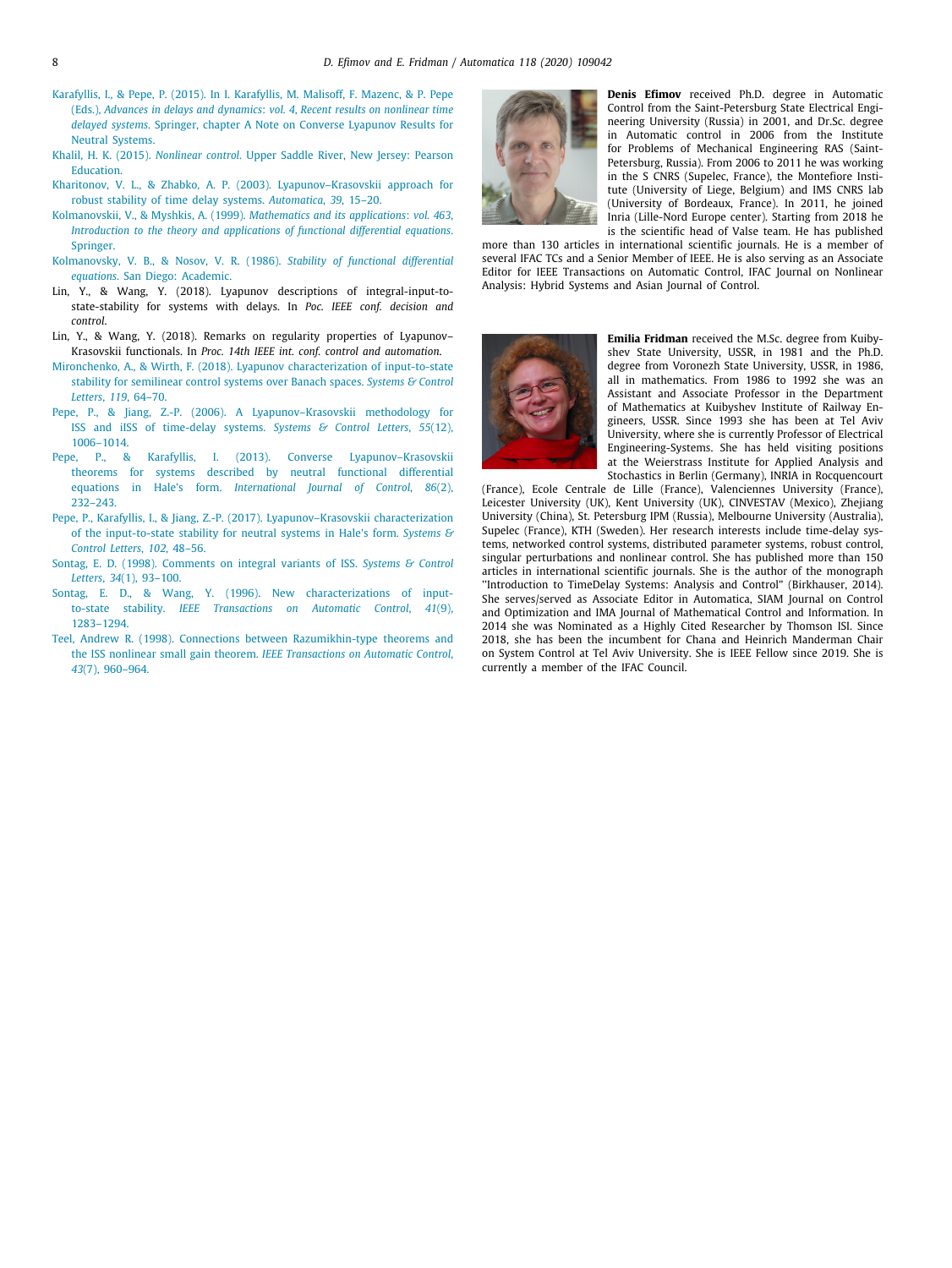Karafyllis, I., & Pepe, P. (2015). In I. Karafyllis, M. Malisoff, F. Mazenc, & P. Pepe (Eds.), *Advances in delays and dynamics: vol. 4*, *Recent results on nonlinear time delayed systems*. Springer, chapter A Note on Converse Lyapunov Results for Neutral Systems.

Khalil, H. K. (2015). *Nonlinear control*. Upper Saddle River, New Jersey: Pearson Education.

Kharitonov, V. L., & Zhabko, A. P. (2003). Lyapunov–Krasovskii approach for robust stability of time delay systems. *Automatica*, *39*, 15–20.

Kolmanovskii, V., & Myshkis, A. (1999). *Mathematics and its applications: vol. 463*, *Introduction to the theory and applications of functional differential equations*. Springer.

Kolmanovsky, V. B., & Nosov, V. R. (1986). *Stability of functional differential equations*. San Diego: Academic.

Lin, Y., & Wang, Y. (2018). Lyapunov descriptions of integral-input-to-state-stability for systems with delays. In *Poc. IEEE conf. decision and control*.

Lin, Y., & Wang, Y. (2018). Remarks on regularity properties of Lyapunov–Krasovskii functionals. In *Proc. 14th IEEE int. conf. control and automation*.

Mironchenko, A., & Wirth, F. (2018). Lyapunov characterization of input-to-state stability for semilinear control systems over Banach spaces. *Systems & Control Letters*, *119*, 64–70.

Pepe, P., & Jiang, Z.-P. (2006). A Lyapunov–Krasovskii methodology for ISS and iISS of time-delay systems. *Systems & Control Letters*, *55*(12), 1006–1014.

Pepe, P., & Karafyllis, I. (2013). Converse Lyapunov–Krasovskii theorems for systems described by neutral functional differential equations in Hale's form. *International Journal of Control*, *86*(2), 232–243.

Pepe, P., Karafyllis, I., & Jiang, Z.-P. (2017). Lyapunov–Krasovskii characterization of the input-to-state stability for neutral systems in Hale's form. *Systems & Control Letters*, *102*, 48–56.

Sontag, E. D. (1998). Comments on integral variants of ISS. *Systems & Control Letters*, *34*(1), 93–100.

Sontag, E. D., & Wang, Y. (1996). New characterizations of input-to-state stability. *IEEE Transactions on Automatic Control*, *41*(9), 1283–1294.

Teel, Andrew R. (1998). Connections between Razumikhin-type theorems and the ISS nonlinear small gain theorem. *IEEE Transactions on Automatic Control*, *43*(7), 960–964.

**Denis Efimov** received Ph.D. degree in Automatic Control from the Saint-Petersburg State Electrical Engineering University (Russia) in 2001, and Dr.Sc. degree in Automatic control in 2006 from the Institute for Problems of Mechanical Engineering RAS (Saint-Petersburg, Russia). From 2006 to 2011 he was working in the S CNRS (Supelec, France), the Montefiore Institute (University of Liege, Belgium) and IMS CNRS lab (University of Bordeaux, France). In 2011, he joined Inria (Lille-Nord Europe center). Starting from 2018 he is the scientific head of Valse team. He has published more than 130 articles in international scientific journals. He is a member of several IFAC TCs and a Senior Member of IEEE. He is also serving as an Associate Editor for IEEE Transactions on Automatic Control, IFAC Journal on Nonlinear Analysis: Hybrid Systems and Asian Journal of Control.

**Emilia Fridman** received the M.Sc. degree from Kuibyshev State University, USSR, in 1981 and the Ph.D. degree from Voronezh State University, USSR, in 1986, all in mathematics. From 1986 to 1992 she was an Assistant and Associate Professor in the Department of Mathematics at Kuibyshev Institute of Railway Engineers, USSR. Since 1993 she has been at Tel Aviv University, where she is currently Professor of Electrical Engineering-Systems. She has held visiting positions at the Weierstrass Institute for Applied Analysis and Stochastics in Berlin (Germany), INRIA in Rocquencourt (France), Ecole Centrale de Lille (France), Valenciennes University (France), Leicester University (UK), Kent University (UK), CINVESTAV (Mexico), Zhejiang University (China), St. Petersburg IPM (Russia), Melbourne University (Australia), Supelec (France), KTH (Sweden). Her research interests include time-delay systems, networked control systems, distributed parameter systems, robust control, singular perturbations and nonlinear control. She has published more than 150 articles in international scientific journals. She is the author of the monograph ''Introduction to TimeDelay Systems: Analysis and Control'' (Birkhauser, 2014). She serves/served as Associate Editor in Automatica, SIAM Journal on Control and Optimization and IMA Journal of Mathematical Control and Information. In 2014 she was Nominated as a Highly Cited Researcher by Thomson ISI. Since 2018, she has been the incumbent for Chana and Heinrich Manderman Chair on System Control at Tel Aviv University. She is IEEE Fellow since 2019. She is currently a member of the IFAC Council.